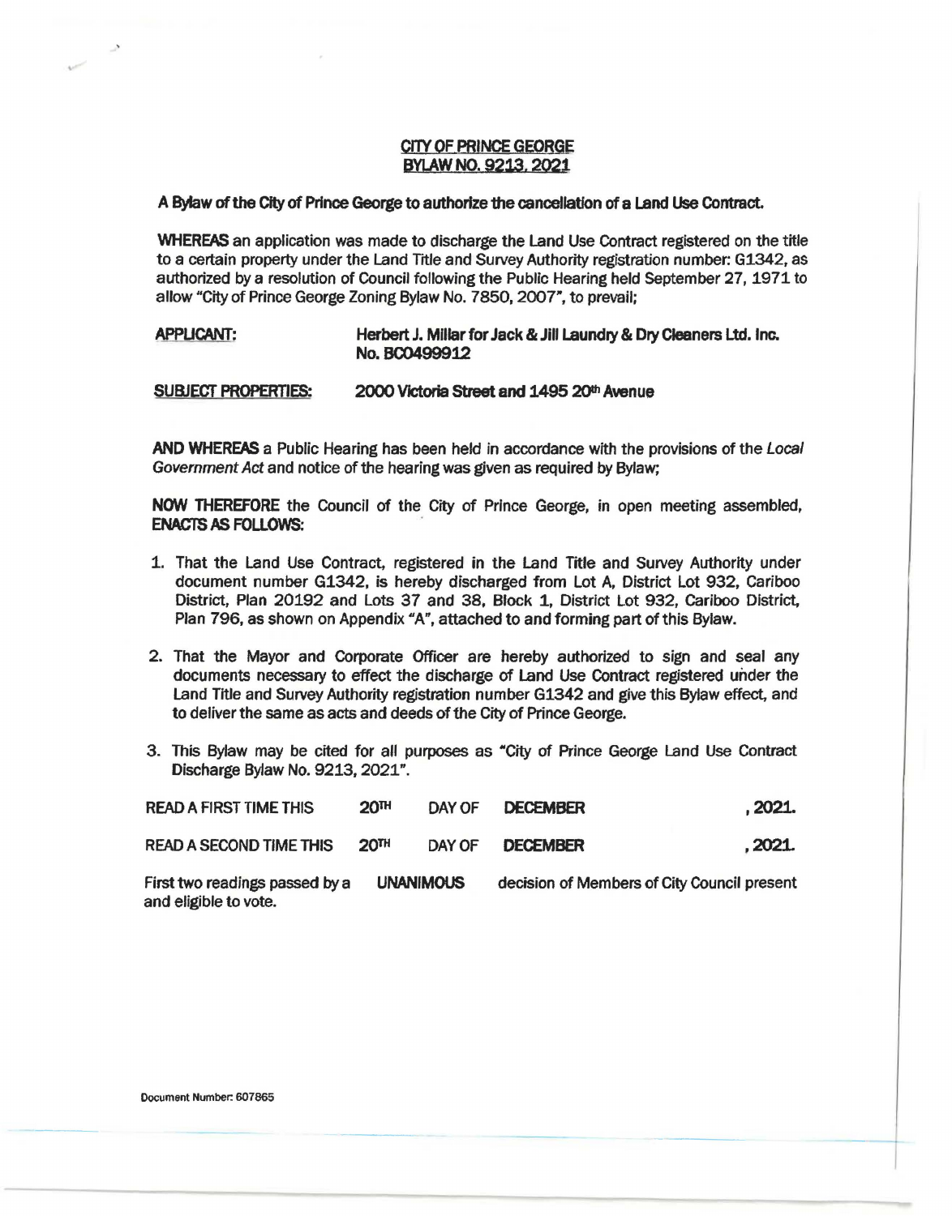# CITY OF PRINCE GEORGE
## BYLAW NO. 9213, 2021

**A Bylaw of the City of Prince George to authorize the cancellation of a Land Use Contract.**

**WHEREAS** an application was made to discharge the Land Use Contract registered on the title to a certain property under the Land Title and Survey Authority registration number: G1342, as authorized by a resolution of Council following the Public Hearing held September 27, 1971 to allow "City of Prince George Zoning Bylaw No. 7850, 2007", to prevail;

**APPLICANT:** **Herbert J. Millar for Jack & Jill Laundry & Dry Cleaners Ltd. Inc. No. BC0499912**

**SUBJECT PROPERTIES:** **2000 Victoria Street and 1495 20th Avenue**

**AND WHEREAS** a Public Hearing has been held in accordance with the provisions of the *Local Government Act* and notice of the hearing was given as required by Bylaw;

**NOW THEREFORE** the Council of the City of Prince George, in open meeting assembled, **ENACTS AS FOLLOWS:**

1. That the Land Use Contract, registered in the Land Title and Survey Authority under document number G1342, is hereby discharged from Lot A, District Lot 932, Cariboo District, Plan 20192 and Lots 37 and 38, Block 1, District Lot 932, Cariboo District, Plan 796, as shown on Appendix "A", attached to and forming part of this Bylaw.
2. That the Mayor and Corporate Officer are hereby authorized to sign and seal any documents necessary to effect the discharge of Land Use Contract registered under the Land Title and Survey Authority registration number G1342 and give this Bylaw effect, and to deliver the same as acts and deeds of the City of Prince George.
3. This Bylaw may be cited for all purposes as "City of Prince George Land Use Contract Discharge Bylaw No. 9213, 2021".

READ A FIRST TIME THIS **20TH** DAY OF **DECEMBER**, **2021.**

READ A SECOND TIME THIS **20TH** DAY OF **DECEMBER**, **2021.**

First two readings passed by a **UNANIMOUS** decision of Members of City Council present and eligible to vote.

Document Number: 607865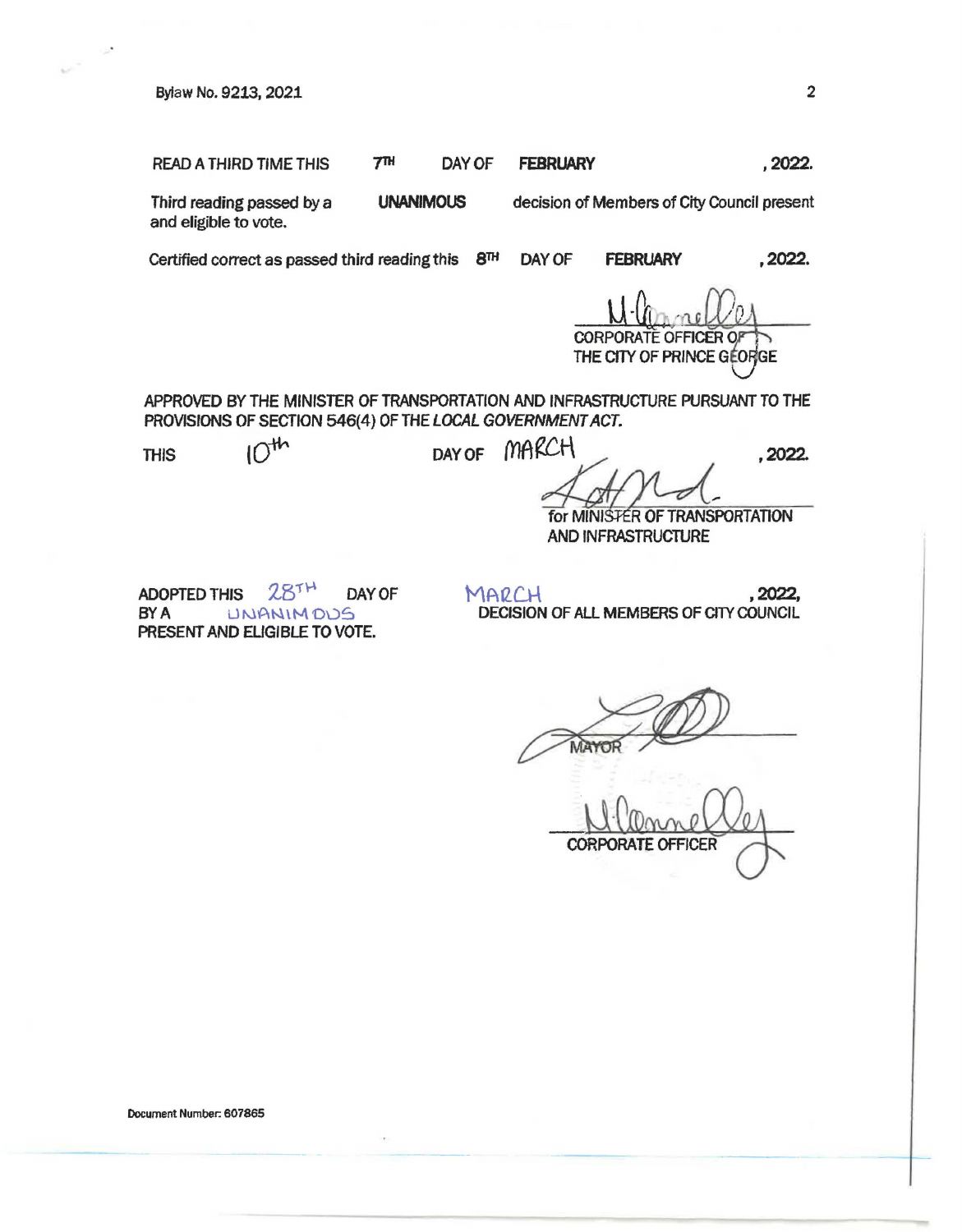Bylaw No. 9213, 2021

READ A THIRD TIME THIS 7TH DAY OF **FEBRUARY**, 2022.

Third reading passed by a **UNANIMOUS** decision of Members of City Council present and eligible to vote.

Certified correct as passed third reading this 8TH DAY OF **FEBRUARY**, 2022.

CORPORATE OFFICER OF THE CITY OF PRINCE GEORGE

APPROVED BY THE MINISTER OF TRANSPORTATION AND INFRASTRUCTURE PURSUANT TO THE PROVISIONS OF SECTION 546(4) OF THE *LOCAL GOVERNMENT ACT*.

THIS 10th DAY OF MARCH, 2022.

for MINISTER OF TRANSPORTATION AND INFRASTRUCTURE

ADOPTED THIS 28TH DAY OF MARCH, 2022, BY A UNANIMOUS DECISION OF ALL MEMBERS OF CITY COUNCIL PRESENT AND ELIGIBLE TO VOTE.

MAYOR

CORPORATE OFFICER

Document Number: 607865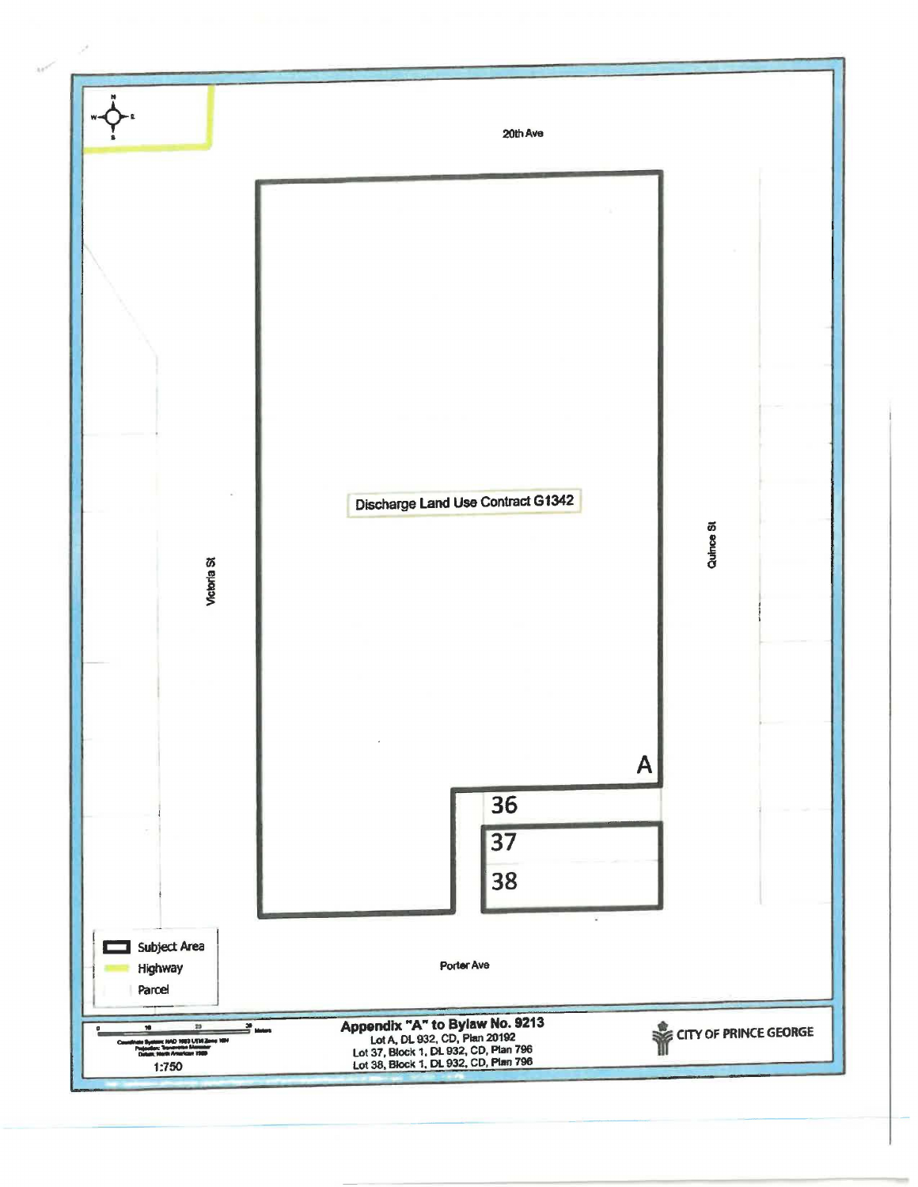20th Ave

Victoria St

Quince St

Discharge Land Use Contract G1342

A

36

37

38

Porter Ave

Subject Area

Highway

Parcel

1:750

## Appendix "A" to Bylaw No. 9213

Lot A, DL 932, CD, Plan 20192
Lot 37, Block 1, DL 932, CD, Plan 796
Lot 38, Block 1, DL 932, CD, Plan 796

CITY OF PRINCE GEORGE